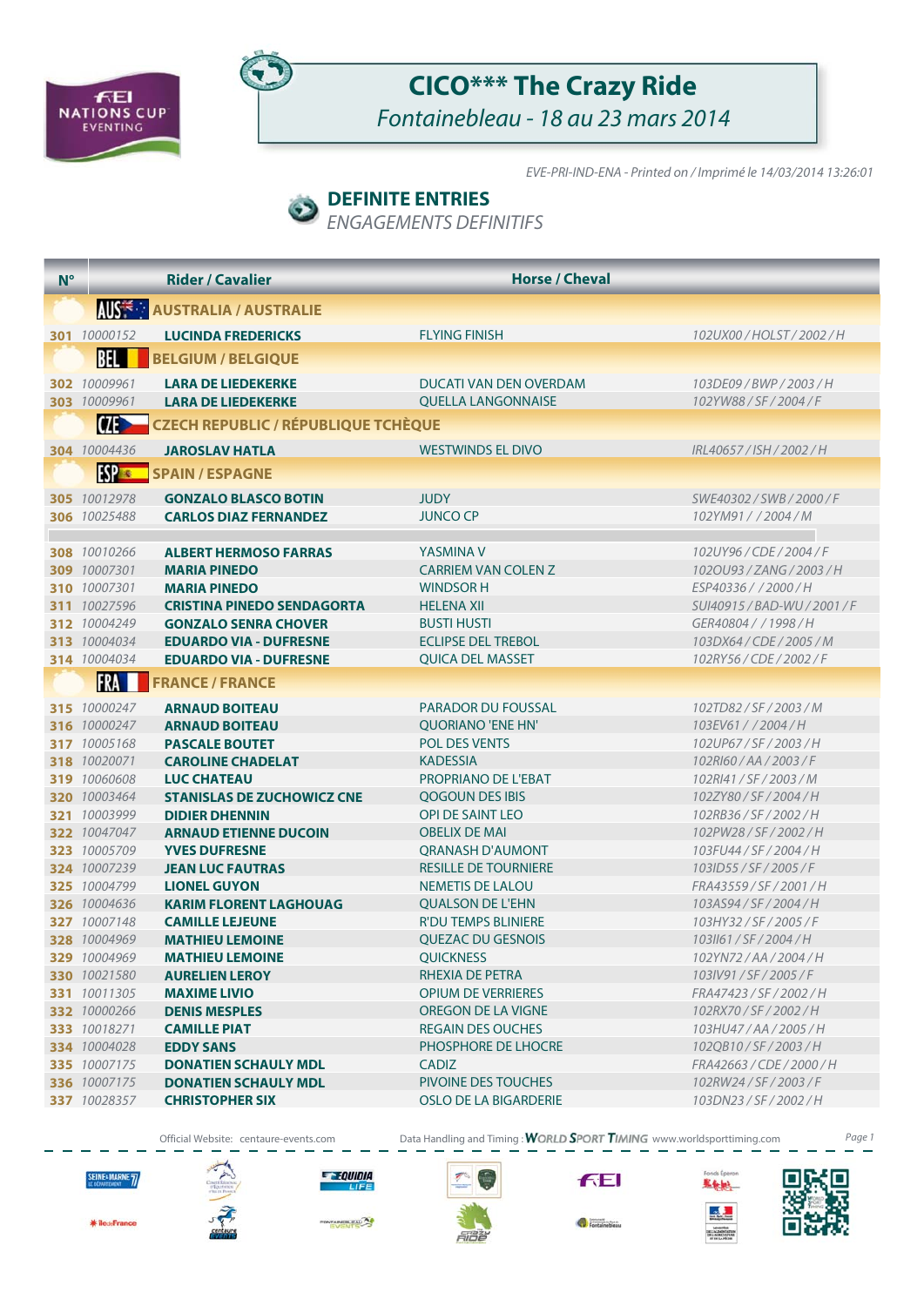# CICO*** The Crazy Ride

*Fontainebleau - 18 au 23 mars 2014*

*EVE-PRI-IND-ENA - Printed on / Imprimé le 14/03/2014 13:26:01*

## DEFINITE ENTRIES

*ENGAGEMENTS DEFINITIFS*

| N° | | Rider / Cavalier | Horse / Cheval | |
|---|---|---|---|---|
| | AUS | **AUSTRALIA / AUSTRALIE** | | |
| 301 | 10000152 | LUCINDA FREDERICKS | FLYING FINISH | 102UX00 / HOLST / 2002 / H |
| | BEL | **BELGIUM / BELGIQUE** | | |
| 302 | 10009961 | LARA DE LIEDEKERKE | DUCATI VAN DEN OVERDAM | 103DE09 / BWP / 2003 / H |
| 303 | 10009961 | LARA DE LIEDEKERKE | QUELLA LANGONNAISE | 102YW88 / SF / 2004 / F |
| | CZE | **CZECH REPUBLIC / RÉPUBLIQUE TCHÈQUE** | | |
| 304 | 10004436 | JAROSLAV HATLA | WESTWINDS EL DIVO | IRL40657 / ISH / 2002 / H |
| | ESP | **SPAIN / ESPAGNE** | | |
| 305 | 10012978 | GONZALO BLASCO BOTIN | JUDY | SWE40302 / SWB / 2000 / F |
| 306 | 10025488 | CARLOS DIAZ FERNANDEZ | JUNCO CP | 102YM91 / / 2004 / M |
| 308 | 10010266 | ALBERT HERMOSO FARRAS | YASMINA V | 102UY96 / CDE / 2004 / F |
| 309 | 10007301 | MARIA PINEDO | CARRIEM VAN COLEN Z | 102OU93 / ZANG / 2003 / H |
| 310 | 10007301 | MARIA PINEDO | WINDSOR H | ESP40336 / / 2000 / H |
| 311 | 10027596 | CRISTINA PINEDO SENDAGORTA | HELENA XII | SUI40915 / BAD-WU / 2001 / F |
| 312 | 10004249 | GONZALO SENRA CHOVER | BUSTI HUSTI | GER40804 / / 1998 / H |
| 313 | 10004034 | EDUARDO VIA - DUFRESNE | ECLIPSE DEL TREBOL | 103DX64 / CDE / 2005 / M |
| 314 | 10004034 | EDUARDO VIA - DUFRESNE | QUICA DEL MASSET | 102RY56 / CDE / 2002 / F |
| | FRA | **FRANCE / FRANCE** | | |
| 315 | 10000247 | ARNAUD BOITEAU | PARADOR DU FOUSSAL | 102TD82 / SF / 2003 / M |
| 316 | 10000247 | ARNAUD BOITEAU | QUORIANO 'ENE HN' | 103EV61 / / 2004 / H |
| 317 | 10005168 | PASCALE BOUTET | POL DES VENTS | 102UP67 / SF / 2003 / H |
| 318 | 10020071 | CAROLINE CHADELAT | KADESSIA | 102RI60 / AA / 2003 / F |
| 319 | 10060608 | LUC CHATEAU | PROPRIANO DE L'EBAT | 102RI41 / SF / 2003 / M |
| 320 | 10003464 | STANISLAS DE ZUCHOWICZ CNE | QOGOUN DES IBIS | 102ZY80 / SF / 2004 / H |
| 321 | 10003999 | DIDIER DHENNIN | OPI DE SAINT LEO | 102RB36 / SF / 2002 / H |
| 322 | 10047047 | ARNAUD ETIENNE DUCOIN | OBELIX DE MAI | 102PW28 / SF / 2002 / H |
| 323 | 10005709 | YVES DUFRESNE | QRANASH D'AUMONT | 103FU44 / SF / 2004 / H |
| 324 | 10007239 | JEAN LUC FAUTRAS | RESILLE DE TOURNIERE | 103ID55 / SF / 2005 / F |
| 325 | 10004799 | LIONEL GUYON | NEMETIS DE LALOU | FRA43559 / SF / 2001 / H |
| 326 | 10004636 | KARIM FLORENT LAGHOUAG | QUALSON DE L'EHN | 103AS94 / SF / 2004 / H |
| 327 | 10007148 | CAMILLE LEJEUNE | R'DU TEMPS BLINIERE | 103HY32 / SF / 2005 / F |
| 328 | 10004969 | MATHIEU LEMOINE | QUEZAC DU GESNOIS | 103II61 / SF / 2004 / H |
| 329 | 10004969 | MATHIEU LEMOINE | QUICKNESS | 102YN72 / AA / 2004 / H |
| 330 | 10021580 | AURELIEN LEROY | RHEXIA DE PETRA | 103IV91 / SF / 2005 / F |
| 331 | 10011305 | MAXIME LIVIO | OPIUM DE VERRIERES | FRA47423 / SF / 2002 / H |
| 332 | 10000266 | DENIS MESPLES | OREGON DE LA VIGNE | 102RX70 / SF / 2002 / H |
| 333 | 10018271 | CAMILLE PIAT | REGAIN DES OUCHES | 103HU47 / AA / 2005 / H |
| 334 | 10004028 | EDDY SANS | PHOSPHORE DE LHOCRE | 102QB10 / SF / 2003 / H |
| 335 | 10007175 | DONATIEN SCHAULY MDL | CADIZ | FRA42663 / CDE / 2000 / H |
| 336 | 10007175 | DONATIEN SCHAULY MDL | PIVOINE DES TOUCHES | 102RW24 / SF / 2003 / F |
| 337 | 10028357 | CHRISTOPHER SIX | OSLO DE LA BIGARDERIE | 103DN23 / SF / 2002 / H |

Official Website: centaure-events.com — Data Handling and Timing : WORLD SPORT TIMING www.worldsporttiming.com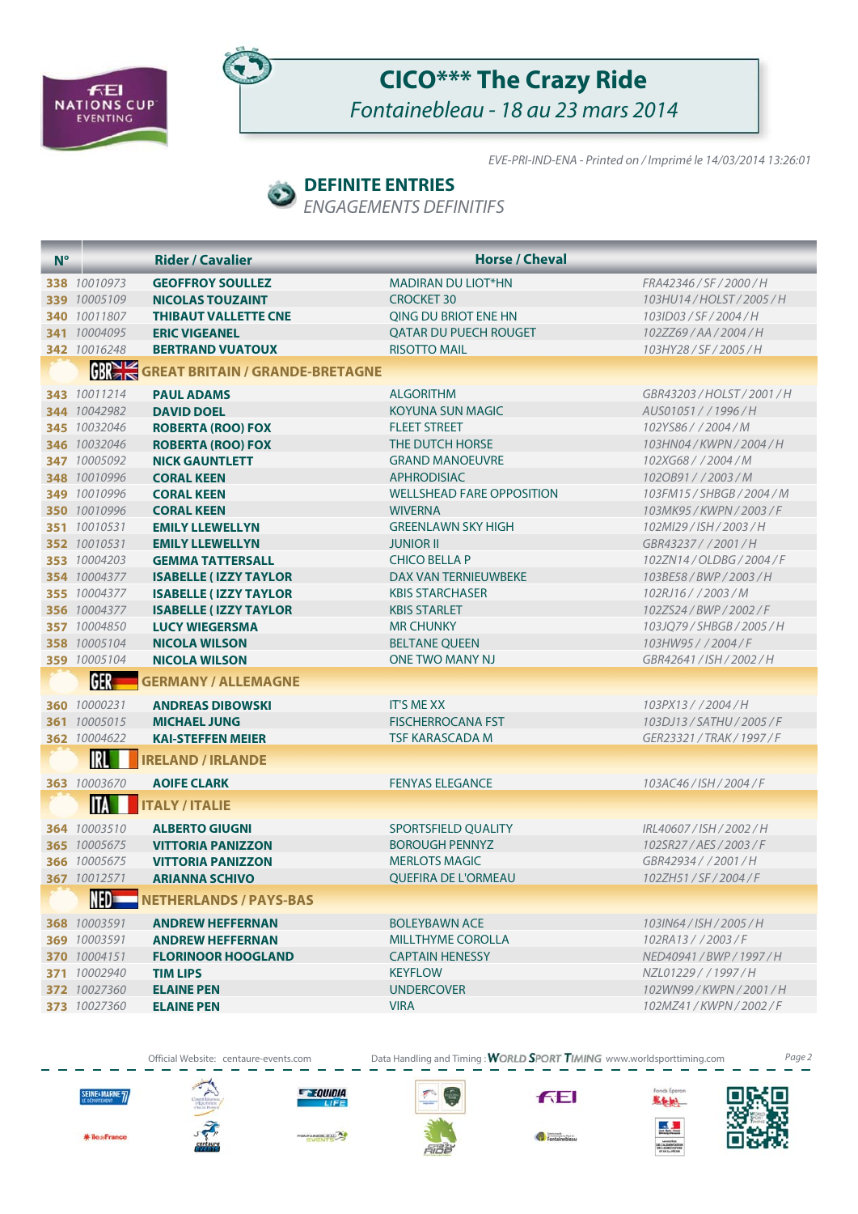# CICO*** The Crazy Ride

*Fontainebleau - 18 au 23 mars 2014*

*EVE-PRI-IND-ENA - Printed on / Imprimé le 14/03/2014 13:26:01*

## DEFINITE ENTRIES

*ENGAGEMENTS DEFINITIFS*

| N° | | Rider / Cavalier | Horse / Cheval | |
|---|---|---|---|---|
| 338 | 10010973 | GEOFFROY SOULLEZ | MADIRAN DU LIOT*HN | FRA42346 / SF / 2000 / H |
| 339 | 10005109 | NICOLAS TOUZAINT | CROCKET 30 | 103HU14 / HOLST / 2005 / H |
| 340 | 10011807 | THIBAUT VALLETTE CNE | QING DU BRIOT ENE HN | 103ID03 / SF / 2004 / H |
| 341 | 10004095 | ERIC VIGEANEL | QATAR DU PUECH ROUGET | 102ZZ69 / AA / 2004 / H |
| 342 | 10016248 | BERTRAND VUATOUX | RISOTTO MAIL | 103HY28 / SF / 2005 / H |
| | | **GBR GREAT BRITAIN / GRANDE-BRETAGNE** | | |
| 343 | 10011214 | PAUL ADAMS | ALGORITHM | GBR43203 / HOLST / 2001 / H |
| 344 | 10042982 | DAVID DOEL | KOYUNA SUN MAGIC | AUS01051 / / 1996 / H |
| 345 | 10032046 | ROBERTA (ROO) FOX | FLEET STREET | 102YS86 / / 2004 / M |
| 346 | 10032046 | ROBERTA (ROO) FOX | THE DUTCH HORSE | 103HN04 / KWPN / 2004 / H |
| 347 | 10005092 | NICK GAUNTLETT | GRAND MANOEUVRE | 102XG68 / / 2004 / M |
| 348 | 10010996 | CORAL KEEN | APHRODISIAC | 102OB91 / / 2003 / M |
| 349 | 10010996 | CORAL KEEN | WELLSHEAD FARE OPPOSITION | 103FM15 / SHBGB / 2004 / M |
| 350 | 10010996 | CORAL KEEN | WIVERNA | 103MK95 / KWPN / 2003 / F |
| 351 | 10010531 | EMILY LLEWELLYN | GREENLAWN SKY HIGH | 102MI29 / ISH / 2003 / H |
| 352 | 10010531 | EMILY LLEWELLYN | JUNIOR II | GBR43237 / / 2001 / H |
| 353 | 10004203 | GEMMA TATTERSALL | CHICO BELLA P | 102ZN14 / OLDBG / 2004 / F |
| 354 | 10004377 | ISABELLE ( IZZY TAYLOR | DAX VAN TERNIEUWBEKE | 103BE58 / BWP / 2003 / H |
| 355 | 10004377 | ISABELLE ( IZZY TAYLOR | KBIS STARCHASER | 102RJ16 / / 2003 / M |
| 356 | 10004377 | ISABELLE ( IZZY TAYLOR | KBIS STARLET | 102ZS24 / BWP / 2002 / F |
| 357 | 10004850 | LUCY WIEGERSMA | MR CHUNKY | 103JQ79 / SHBGB / 2005 / H |
| 358 | 10005104 | NICOLA WILSON | BELTANE QUEEN | 103HW95 / / 2004 / F |
| 359 | 10005104 | NICOLA WILSON | ONE TWO MANY NJ | GBR42641 / ISH / 2002 / H |
| | | **GER GERMANY / ALLEMAGNE** | | |
| 360 | 10000231 | ANDREAS DIBOWSKI | IT'S ME XX | 103PX13 / / 2004 / H |
| 361 | 10005015 | MICHAEL JUNG | FISCHERROCANA FST | 103DJ13 / SATHU / 2005 / F |
| 362 | 10004622 | KAI-STEFFEN MEIER | TSF KARASCADA M | GER23321 / TRAK / 1997 / F |
| | | **IRL IRELAND / IRLANDE** | | |
| 363 | 10003670 | AOIFE CLARK | FENYAS ELEGANCE | 103AC46 / ISH / 2004 / F |
| | | **ITA ITALY / ITALIE** | | |
| 364 | 10003510 | ALBERTO GIUGNI | SPORTSFIELD QUALITY | IRL40607 / ISH / 2002 / H |
| 365 | 10005675 | VITTORIA PANIZZON | BOROUGH PENNYZ | 102SR27 / AES / 2003 / F |
| 366 | 10005675 | VITTORIA PANIZZON | MERLOTS MAGIC | GBR42934 / / 2001 / H |
| 367 | 10012571 | ARIANNA SCHIVO | QUEFIRA DE L'ORMEAU | 102ZH51 / SF / 2004 / F |
| | | **NED NETHERLANDS / PAYS-BAS** | | |
| 368 | 10003591 | ANDREW HEFFERNAN | BOLEYBAWN ACE | 103IN64 / ISH / 2005 / H |
| 369 | 10003591 | ANDREW HEFFERNAN | MILLTHYME COROLLA | 102RA13 / / 2003 / F |
| 370 | 10004151 | FLORINOUR HOOGLAND | CAPTAIN HENESSY | NED40941 / BWP / 1997 / H |
| 371 | 10002940 | TIM LIPS | KEYFLOW | NZL01229 / / 1997 / H |
| 372 | 10027360 | ELAINE PEN | UNDERCOVER | 102WN99 / KWPN / 2001 / H |
| 373 | 10027360 | ELAINE PEN | VIRA | 102MZ41 / KWPN / 2002 / F |

Official Website: centaure-events.com — Data Handling and Timing : WORLD SPORT TIMING www.worldsporttiming.com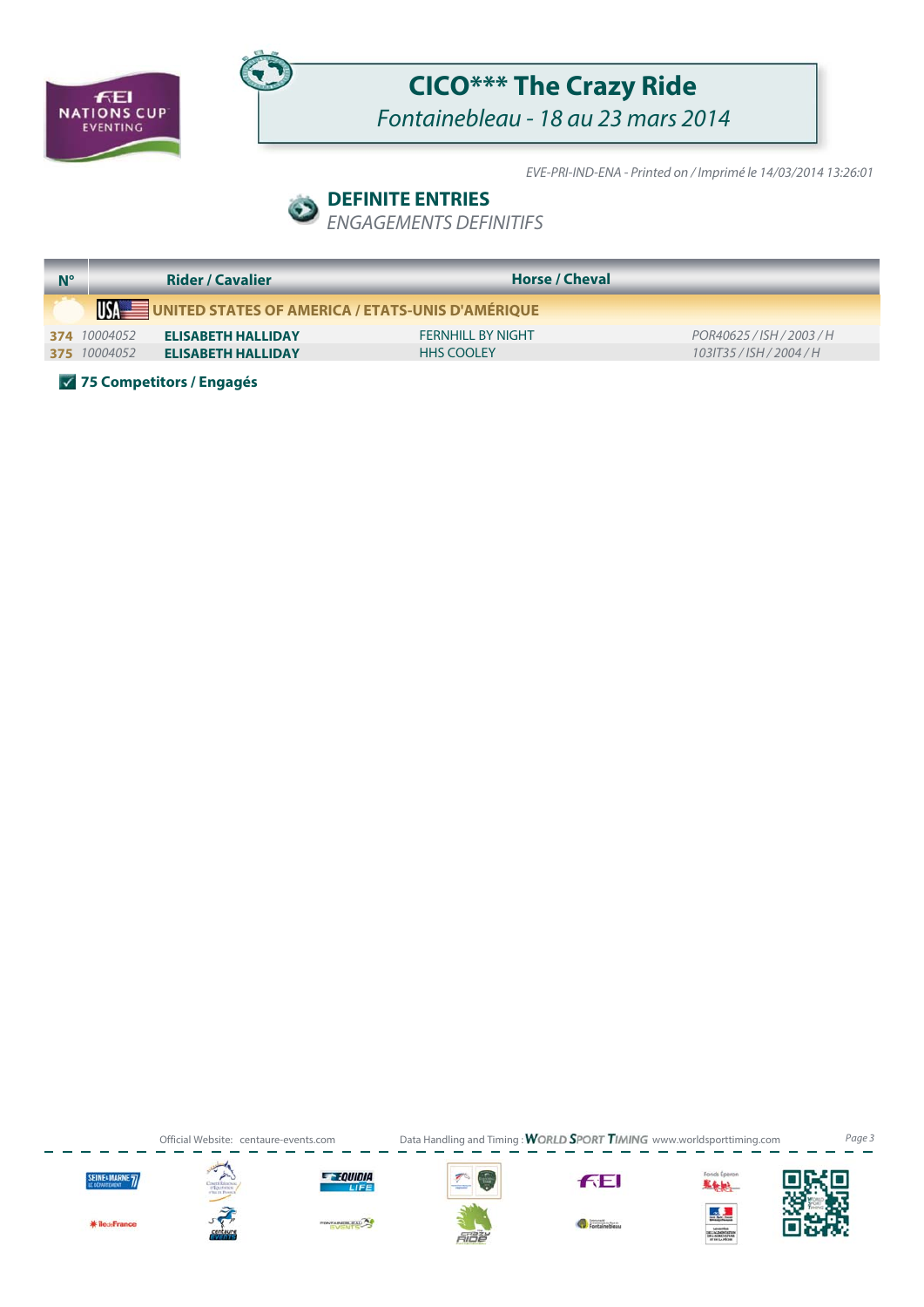# CICO*** The Crazy Ride

*Fontainebleau - 18 au 23 mars 2014*

*EVE-PRI-IND-ENA - Printed on / Imprimé le 14/03/2014 13:26:01*

## DEFINITE ENTRIES

*ENGAGEMENTS DEFINITIFS*

| N° | | Rider / Cavalier | Horse / Cheval | |
|---|---|---|---|---|
| **UNITED STATES OF AMERICA / ETATS-UNIS D'AMÉRIQUE** | | | | |
| **374** | *10004052* | **ELISABETH HALLIDAY** | FERNHILL BY NIGHT | *POR40625 / ISH / 2003 / H* |
| **375** | *10004052* | **ELISABETH HALLIDAY** | HHS COOLEY | *103IT35 / ISH / 2004 / H* |

**75 Competitors / Engagés**

Official Website: centaure-events.com

Data Handling and Timing : WORLD SPORT TIMING www.worldsporttiming.com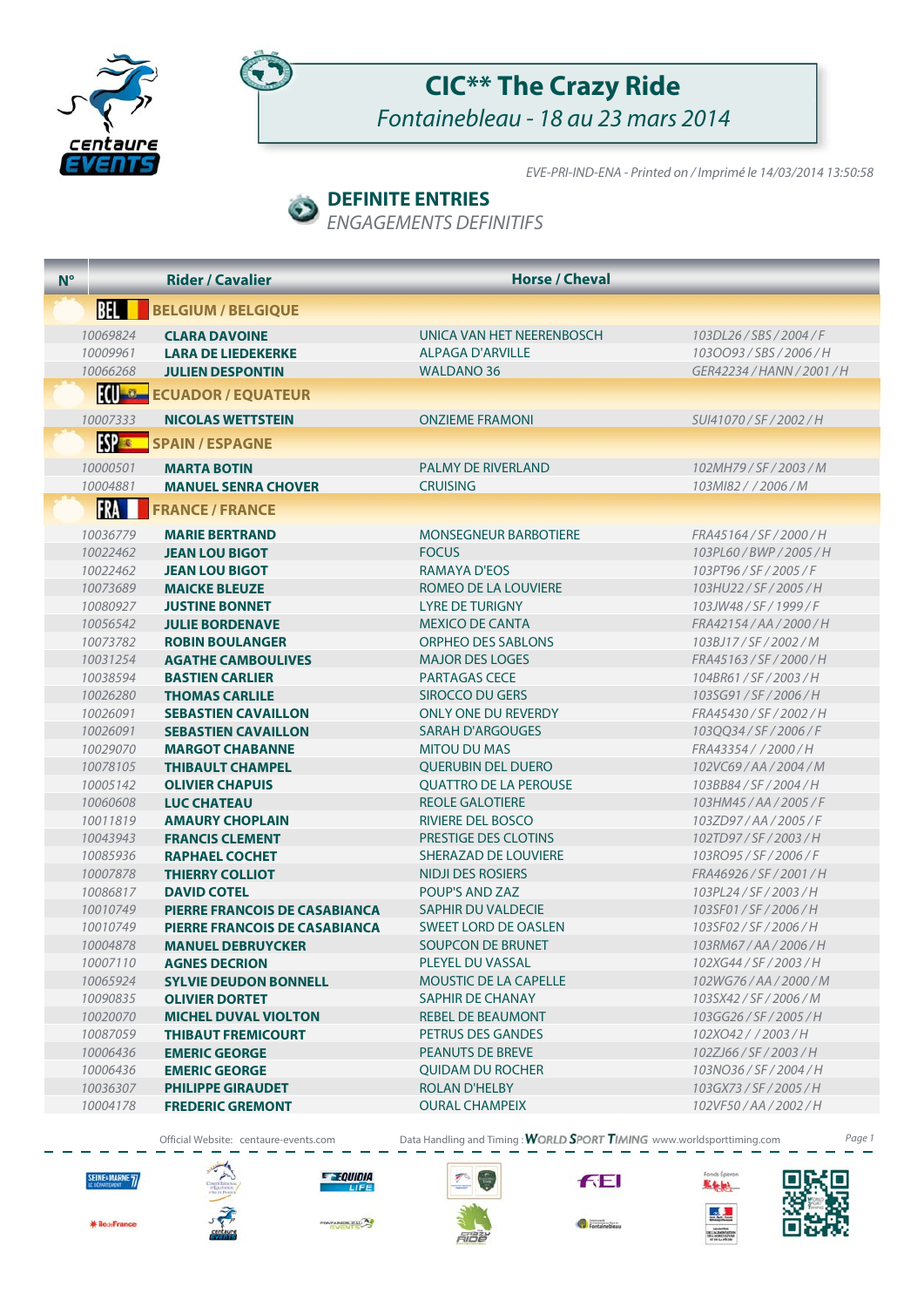# CIC** The Crazy Ride

*Fontainebleau - 18 au 23 mars 2014*

*EVE-PRI-IND-ENA - Printed on / Imprimé le 14/03/2014 13:50:58*

## DEFINITE ENTRIES

*ENGAGEMENTS DEFINITIFS*

| N° | Rider / Cavalier | Horse / Cheval | |
|---|---|---|---|
| **BEL** | **BELGIUM / BELGIQUE** | | |
| 10069824 | **CLARA DAVOINE** | UNICA VAN HET NEERENBOSCH | 103DL26 / SBS / 2004 / F |
| 10009961 | **LARA DE LIEDEKERKE** | ALPAGA D'ARVILLE | 103OO93 / SBS / 2006 / H |
| 10066268 | **JULIEN DESPONTIN** | WALDANO 36 | GER42234 / HANN / 2001 / H |
| **ECU** | **ECUADOR / EQUATEUR** | | |
| 10007333 | **NICOLAS WETTSTEIN** | ONZIEME FRAMONI | SUI41070 / SF / 2002 / H |
| **ESP** | **SPAIN / ESPAGNE** | | |
| 10000501 | **MARTA BOTIN** | PALMY DE RIVERLAND | 102MH79 / SF / 2003 / M |
| 10004881 | **MANUEL SENRA CHOVER** | CRUISING | 103MI82 / / 2006 / M |
| **FRA** | **FRANCE / FRANCE** | | |
| 10036779 | **MARIE BERTRAND** | MONSEGNEUR BARBOTIERE | FRA45164 / SF / 2000 / H |
| 10022462 | **JEAN LOU BIGOT** | FOCUS | 103PL60 / BWP / 2005 / H |
| 10022462 | **JEAN LOU BIGOT** | RAMAYA D'EOS | 103PT96 / SF / 2005 / F |
| 10073689 | **MAICKE BLEUZE** | ROMEO DE LA LOUVIERE | 103HU22 / SF / 2005 / H |
| 10080927 | **JUSTINE BONNET** | LYRE DE TURIGNY | 103JW48 / SF / 1999 / F |
| 10056542 | **JULIE BORDENAVE** | MEXICO DE CANTA | FRA42154 / AA / 2000 / H |
| 10073782 | **ROBIN BOULANGER** | ORPHEO DES SABLONS | 103BJ17 / SF / 2002 / M |
| 10031254 | **AGATHE CAMBOULIVES** | MAJOR DES LOGES | FRA45163 / SF / 2000 / H |
| 10038594 | **BASTIEN CARLIER** | PARTAGAS CECE | 104BR61 / SF / 2003 / H |
| 10026280 | **THOMAS CARLILE** | SIROCCO DU GERS | 103SG91 / SF / 2006 / H |
| 10026091 | **SEBASTIEN CAVAILLON** | ONLY ONE DU REVERDY | FRA45430 / SF / 2002 / H |
| 10026091 | **SEBASTIEN CAVAILLON** | SARAH D'ARGOUGES | 103QQ34 / SF / 2006 / F |
| 10029070 | **MARGOT CHABANNE** | MITOU DU MAS | FRA43354 / / 2000 / H |
| 10078105 | **THIBAULT CHAMPEL** | QUERUBIN DEL DUERO | 102VC69 / AA / 2004 / M |
| 10005142 | **OLIVIER CHAPUIS** | QUATTRO DE LA PEROUSE | 103BB84 / SF / 2004 / H |
| 10060608 | **LUC CHATEAU** | REOLE GALOTIERE | 103HM45 / AA / 2005 / F |
| 10011819 | **AMAURY CHOPLAIN** | RIVIERE DEL BOSCO | 103ZD97 / AA / 2005 / F |
| 10043943 | **FRANCIS CLEMENT** | PRESTIGE DES CLOTINS | 102TD97 / SF / 2003 / H |
| 10085936 | **RAPHAEL COCHET** | SHERAZAD DE LOUVIERE | 103RO95 / SF / 2006 / F |
| 10007878 | **THIERRY COLLIOT** | NIDJI DES ROSIERS | FRA46926 / SF / 2001 / H |
| 10086817 | **DAVID COTEL** | POUP'S AND ZAZ | 103PL24 / SF / 2003 / H |
| 10010749 | **PIERRE FRANCOIS DE CASABIANCA** | SAPHIR DU VALDECIE | 103SF01 / SF / 2006 / H |
| 10010749 | **PIERRE FRANCOIS DE CASABIANCA** | SWEET LORD DE OASLEN | 103SF02 / SF / 2006 / H |
| 10004878 | **MANUEL DEBRUYCKER** | SOUPCON DE BRUNET | 103RM67 / AA / 2006 / H |
| 10007110 | **AGNES DECRION** | PLEYEL DU VASSAL | 102XG44 / SF / 2003 / H |
| 10065924 | **SYLVIE DEUDON BONNELL** | MOUSTIC DE LA CAPELLE | 102WG76 / AA / 2000 / M |
| 10090835 | **OLIVIER DORTET** | SAPHIR DE CHANAY | 103SX42 / SF / 2006 / M |
| 10020070 | **MICHEL DUVAL VIOLTON** | REBEL DE BEAUMONT | 103GG26 / SF / 2005 / H |
| 10087059 | **THIBAUT FREMICOURT** | PETRUS DES GANDES | 102XO42 / / 2003 / H |
| 10006436 | **EMERIC GEORGE** | PEANUTS DE BREVE | 102ZJ66 / SF / 2003 / H |
| 10006436 | **EMERIC GEORGE** | QUIDAM DU ROCHER | 103NO36 / SF / 2004 / H |
| 10036307 | **PHILIPPE GIRAUDET** | ROLAN D'HELBY | 103GX73 / SF / 2005 / H |
| 10004178 | **FREDERIC GREMONT** | OURAL CHAMPEIX | 102VF50 / AA / 2002 / H |

Official Website: centaure-events.com

Data Handling and Timing : WORLD SPORT TIMING www.worldsporttiming.com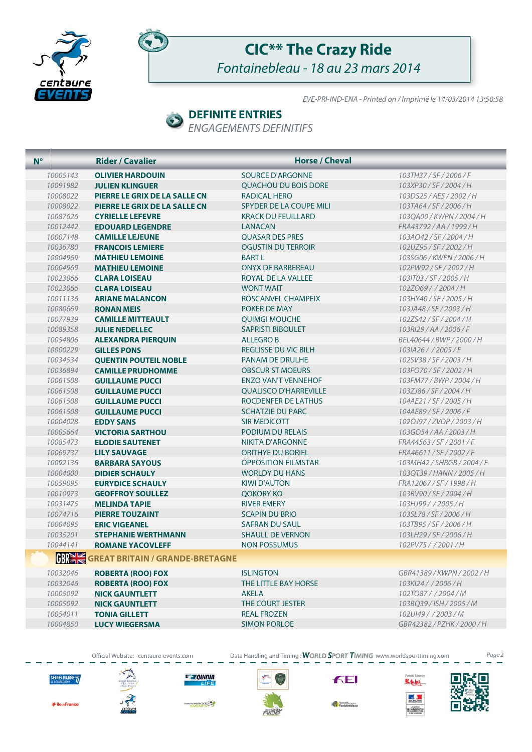# CIC** The Crazy Ride

*Fontainebleau - 18 au 23 mars 2014*

*EVE-PRI-IND-ENA - Printed on / Imprimé le 14/03/2014 13:50:58*

## DEFINITE ENTRIES

*ENGAGEMENTS DEFINITIFS*

| N° | Rider / Cavalier | Horse / Cheval | |
|---|---|---|---|
| 10005143 | **OLIVIER HARDOUIN** | SOURCE D'ARGONNE | 103TH37 / SF / 2006 / F |
| 10091982 | **JULIEN KLINGUER** | QUACHOU DU BOIS DORE | 103XP30 / SF / 2004 / H |
| 10008022 | **PIERRE LE GRIX DE LA SALLE CN** | RADICAL HERO | 103DS25 / AES / 2002 / H |
| 10008022 | **PIERRE LE GRIX DE LA SALLE CN** | SPYDER DE LA COUPE MILI | 103TA64 / SF / 2006 / H |
| 10087626 | **CYRIELLE LEFEVRE** | KRACK DU FEUILLARD | 103QA00 / KWPN / 2004 / H |
| 10012442 | **EDOUARD LEGENDRE** | LANACAN | FRA43792 / AA / 1999 / H |
| 10007148 | **CAMILLE LEJEUNE** | QUASAR DES PRES | 103AO42 / SF / 2004 / H |
| 10036780 | **FRANCOIS LEMIERE** | OGUSTIN DU TERROIR | 102UZ95 / SF / 2002 / H |
| 10004969 | **MATHIEU LEMOINE** | BART L | 103SG06 / KWPN / 2006 / H |
| 10004969 | **MATHIEU LEMOINE** | ONYX DE BARBEREAU | 102PW92 / SF / 2002 / H |
| 10023066 | **CLARA LOISEAU** | ROYAL DE LA VALLEE | 103IT03 / SF / 2005 / H |
| 10023066 | **CLARA LOISEAU** | WONT WAIT | 102ZO69 / / 2004 / H |
| 10011136 | **ARIANE MALANCON** | ROSCANVEL CHAMPEIX | 103HY40 / SF / 2005 / H |
| 10080669 | **RONAN MEIS** | POKER DE MAY | 103JA48 / SF / 2003 / H |
| 10077939 | **CAMILLE MITTEAULT** | QUIMGI MOUCHE | 102ZS42 / SF / 2004 / H |
| 10089358 | **JULIE NEDELLEC** | SAPRISTI BIBOULET | 103RI29 / AA / 2006 / F |
| 10054806 | **ALEXANDRA PIERQUIN** | ALLEGRO B | BEL40644 / BWP / 2000 / H |
| 10000229 | **GILLES PONS** | REGLISSE DU VIC BILH | 103IA26 / / 2005 / F |
| 10034534 | **QUENTIN POUTEIL NOBLE** | PANAM DE DRULHE | 102SV38 / SF / 2003 / H |
| 10036894 | **CAMILLE PRUDHOMME** | OBSCUR ST MOEURS | 103FO70 / SF / 2002 / H |
| 10061508 | **GUILLAUME PUCCI** | ENZO VAN'T VENNEHOF | 103FM77 / BWP / 2004 / H |
| 10061508 | **GUILLAUME PUCCI** | QUALISCO D'HARREVILLE | 103ZJ86 / SF / 2004 / H |
| 10061508 | **GUILLAUME PUCCI** | ROCDENFER DE LATHUS | 104AE21 / SF / 2005 / H |
| 10061508 | **GUILLAUME PUCCI** | SCHATZIE DU PARC | 104AE89 / SF / 2006 / F |
| 10004028 | **EDDY SANS** | SIR MEDICOTT | 102OJ97 / ZVDP / 2003 / H |
| 10005664 | **VICTORIA SARTHOU** | PODIUM DU RELAIS | 103GO54 / AA / 2003 / H |
| 10085473 | **ELODIE SAUTENET** | NIKITA D'ARGONNE | FRA44563 / SF / 2001 / F |
| 10069737 | **LILY SAUVAGE** | ORITHYE DU BORIEL | FRA46611 / SF / 2002 / F |
| 10092136 | **BARBARA SAYOUS** | OPPOSITION FILMSTAR | 103MH42 / SHBGB / 2004 / F |
| 10004000 | **DIDIER SCHAULY** | WORLDY DU HANS | 103QT39 / HANN / 2005 / H |
| 10059095 | **EURYDICE SCHAULY** | KIWI D'AUTON | FRA12067 / SF / 1998 / H |
| 10010973 | **GEOFFROY SOULLEZ** | QOKORY KO | 103BV90 / SF / 2004 / H |
| 10031475 | **MELINDA TAPIE** | RIVER EMERY | 103HJ99 / / 2005 / H |
| 10074716 | **PIERRE TOUZAINT** | SCAPIN DU BRIO | 103SL78 / SF / 2006 / H |
| 10004095 | **ERIC VIGEANEL** | SAFRAN DU SAUL | 103TB95 / SF / 2006 / H |
| 10035201 | **STEPHANIE WERTHMANN** | SHAULL DE VERNON | 103LH29 / SF / 2006 / H |
| 10044141 | **ROMANE YACOVLEFF** | NON POSSUMUS | 102PV75 / / 2001 / H |
| | **GBR GREAT BRITAIN / GRANDE-BRETAGNE** | | |
| 10032046 | **ROBERTA (ROO) FOX** | ISLINGTON | GBR41389 / KWPN / 2002 / H |
| 10032046 | **ROBERTA (ROO) FOX** | THE LITTLE BAY HORSE | 103KI24 / / 2006 / H |
| 10005092 | **NICK GAUNTLETT** | AKELA | 102TO87 / / 2004 / M |
| 10005092 | **NICK GAUNTLETT** | THE COURT JESTER | 103BQ39 / ISH / 2005 / M |
| 10054011 | **TONIA GILLETT** | REAL FROZEN | 102UI49 / / 2003 / M |
| 10004850 | **LUCY WIEGERSMA** | SIMON PORLOE | GBR42382 / PZHK / 2000 / H |

Official Website: centaure-events.com — Data Handling and Timing : WORLD SPORT TIMING www.worldsporttiming.com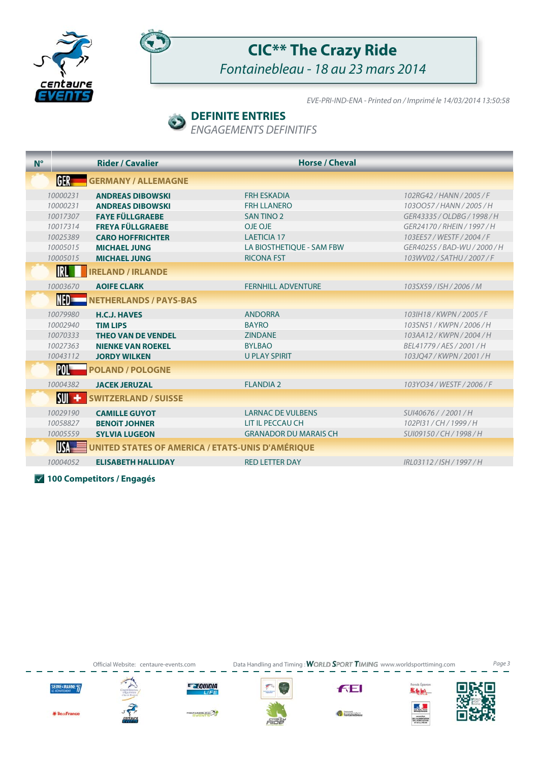# CIC** The Crazy Ride

*Fontainebleau - 18 au 23 mars 2014*

*EVE-PRI-IND-ENA - Printed on / Imprimé le 14/03/2014 13:50:58*

## DEFINITE ENTRIES

*ENGAGEMENTS DEFINITIFS*

| N° | Rider / Cavalier | Horse / Cheval | |
|---|---|---|---|
| | **GER GERMANY / ALLEMAGNE** | | |
| 10000231 | **ANDREAS DIBOWSKI** | FRH ESKADIA | 102RG42 / HANN / 2005 / F |
| 10000231 | **ANDREAS DIBOWSKI** | FRH LLANERO | 103OO57 / HANN / 2005 / H |
| 10017307 | **FAYE FÜLLGRAEBE** | SAN TINO 2 | GER43335 / OLDBG / 1998 / H |
| 10017314 | **FREYA FÜLLGRAEBE** | OJE OJE | GER24170 / RHEIN / 1997 / H |
| 10025389 | **CARO HOFFRICHTER** | LAETICIA 17 | 103EE57 / WESTF / 2004 / F |
| 10005015 | **MICHAEL JUNG** | LA BIOSTHETIQUE - SAM FBW | GER40255 / BAD-WU / 2000 / H |
| 10005015 | **MICHAEL JUNG** | RICONA FST | 103WV02 / SATHU / 2007 / F |
| | **IRL IRELAND / IRLANDE** | | |
| 10003670 | **AOIFE CLARK** | FERNHILL ADVENTURE | 103SX59 / ISH / 2006 / M |
| | **NED NETHERLANDS / PAYS-BAS** | | |
| 10079980 | **H.C.J. HAVES** | ANDORRA | 103IH18 / KWPN / 2005 / F |
| 10002940 | **TIM LIPS** | BAYRO | 103SN51 / KWPN / 2006 / H |
| 10070333 | **THEO VAN DE VENDEL** | ZINDANE | 103AA12 / KWPN / 2004 / H |
| 10027363 | **NIENKE VAN ROEKEL** | BYLBAO | BEL41779 / AES / 2001 / H |
| 10043112 | **JORDY WILKEN** | U PLAY SPIRIT | 103JQ47 / KWPN / 2001 / H |
| | **POL POLAND / POLOGNE** | | |
| 10004382 | **JACEK JERUZAL** | FLANDIA 2 | 103YO34 / WESTF / 2006 / F |
| | **SUI SWITZERLAND / SUISSE** | | |
| 10029190 | **CAMILLE GUYOT** | LARNAC DE VULBENS | SUI40676 / / 2001 / H |
| 10058827 | **BENOiT JOHNER** | LIT IL PECCAU CH | 102PI31 / CH / 1999 / H |
| 10005559 | **SYLVIA LUGEON** | GRANADOR DU MARAIS CH | SUI09150 / CH / 1998 / H |
| | **USA UNITED STATES OF AMERICA / ETATS-UNIS D'AMÉRIQUE** | | |
| 10004052 | **ELISABETH HALLIDAY** | RED LETTER DAY | IRL03112 / ISH / 1997 / H |

✓ **100 Competitors / Engagés**

Official Website: centaure-events.com

Data Handling and Timing : WORLD SPORT TIMING www.worldsporttiming.com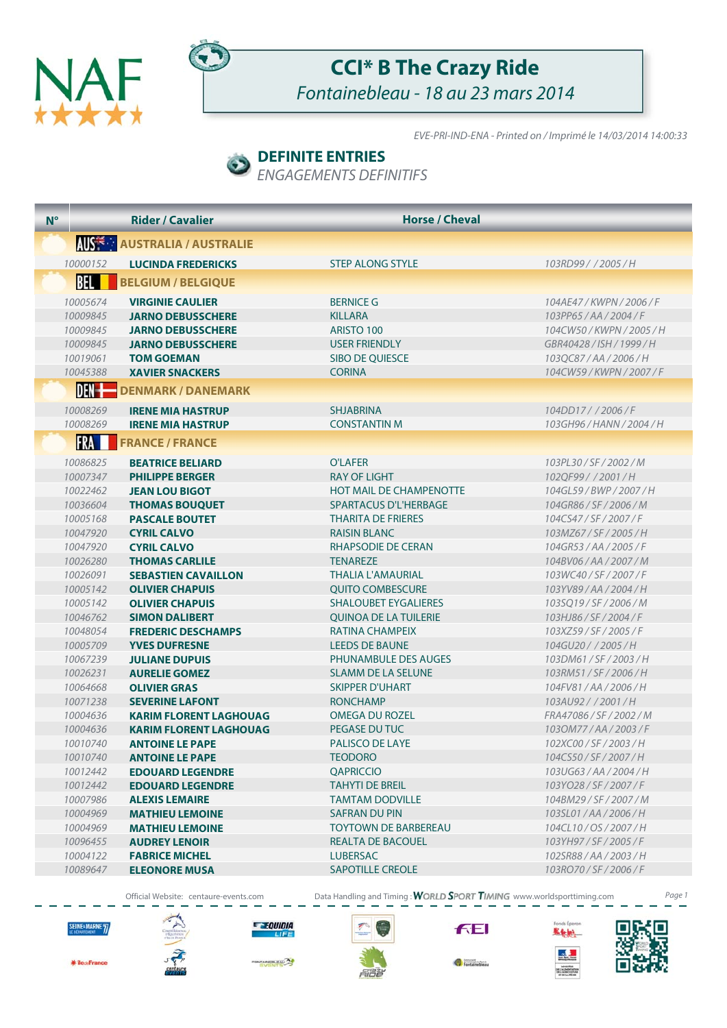# CCI* B The Crazy Ride

*Fontainebleau - 18 au 23 mars 2014*

*EVE-PRI-IND-ENA - Printed on / Imprimé le 14/03/2014 14:00:33*

## DEFINITE ENTRIES

*ENGAGEMENTS DEFINITIFS*

| N° | Rider / Cavalier | Horse / Cheval | |
|---|---|---|---|
| | **AUS AUSTRALIA / AUSTRALIE** | | |
| 10000152 | **LUCINDA FREDERICKS** | STEP ALONG STYLE | 103RD99 / / 2005 / H |
| | **BEL BELGIUM / BELGIQUE** | | |
| 10005674 | **VIRGINIE CAULIER** | BERNICE G | 104AE47 / KWPN / 2006 / F |
| 10009845 | **JARNO DEBUSSCHERE** | KILLARA | 103PP65 / AA / 2004 / F |
| 10009845 | **JARNO DEBUSSCHERE** | ARISTO 100 | 104CW50 / KWPN / 2005 / H |
| 10009845 | **JARNO DEBUSSCHERE** | USER FRIENDLY | GBR40428 / ISH / 1999 / H |
| 10019061 | **TOM GOEMAN** | SIBO DE QUIESCE | 103QC87 / AA / 2006 / H |
| 10045388 | **XAVIER SNACKERS** | CORINA | 104CW59 / KWPN / 2007 / F |
| | **DEN DENMARK / DANEMARK** | | |
| 10008269 | **IRENE MIA HASTRUP** | SHJABRINA | 104DD17 / / 2006 / F |
| 10008269 | **IRENE MIA HASTRUP** | CONSTANTIN M | 103GH96 / HANN / 2004 / H |
| | **FRA FRANCE / FRANCE** | | |
| 10086825 | **BEATRICE BELIARD** | O'LAFER | 103PL30 / SF / 2002 / M |
| 10007347 | **PHILIPPE BERGER** | RAY OF LIGHT | 102QF99 / / 2001 / H |
| 10022462 | **JEAN LOU BIGOT** | HOT MAIL DE CHAMPENOTTE | 104GL59 / BWP / 2007 / H |
| 10036604 | **THOMAS BOUQUET** | SPARTACUS D'L'HERBAGE | 104GR86 / SF / 2006 / M |
| 10005168 | **PASCALE BOUTET** | THARITA DE FRIERES | 104CS47 / SF / 2007 / F |
| 10047920 | **CYRIL CALVO** | RAISIN BLANC | 103MZ67 / SF / 2005 / H |
| 10047920 | **CYRIL CALVO** | RHAPSODIE DE CERAN | 104GR53 / AA / 2005 / F |
| 10026280 | **THOMAS CARLILE** | TENAREZE | 104BV06 / AA / 2007 / M |
| 10026091 | **SEBASTIEN CAVAILLON** | THALIA L'AMAURIAL | 103WC40 / SF / 2007 / F |
| 10005142 | **OLIVIER CHAPUIS** | QUITO COMBESCURE | 103YV89 / AA / 2004 / H |
| 10005142 | **OLIVIER CHAPUIS** | SHALOUBET EYGALIERES | 103SQ19 / SF / 2006 / M |
| 10046762 | **SIMON DALIBERT** | QUINOA DE LA TUILERIE | 103HJ86 / SF / 2004 / F |
| 10048054 | **FREDERIC DESCHAMPS** | RATINA CHAMPEIX | 103XZ59 / SF / 2005 / F |
| 10005709 | **YVES DUFRESNE** | LEEDS DE BAUNE | 104GU20 / / 2005 / H |
| 10067239 | **JULIANE DUPUIS** | PHUNAMBULE DES AUGES | 103DM61 / SF / 2003 / H |
| 10026231 | **AURELIE GOMEZ** | SLAMM DE LA SELUNE | 103RM51 / SF / 2006 / H |
| 10064668 | **OLIVIER GRAS** | SKIPPER D'UHART | 104FV81 / AA / 2006 / H |
| 10071238 | **SEVERINE LAFONT** | RONCHAMP | 103AU92 / / 2001 / H |
| 10004636 | **KARIM FLORENT LAGHOUAG** | OMEGA DU ROZEL | FRA47086 / SF / 2002 / M |
| 10004636 | **KARIM FLORENT LAGHOUAG** | PEGASE DU TUC | 103OM77 / AA / 2003 / F |
| 10010740 | **ANTOINE LE PAPE** | PALISCO DE LAYE | 102XC00 / SF / 2003 / H |
| 10010740 | **ANTOINE LE PAPE** | TEODORO | 104CS50 / SF / 2007 / H |
| 10012442 | **EDOUARD LEGENDRE** | QAPRICCIO | 103UG63 / AA / 2004 / H |
| 10012442 | **EDOUARD LEGENDRE** | TAHYTI DE BREIL | 103YO28 / SF / 2007 / F |
| 10007986 | **ALEXIS LEMAIRE** | TAMTAM DODVILLE | 104BM29 / SF / 2007 / M |
| 10004969 | **MATHIEU LEMOINE** | SAFRAN DU PIN | 103SL01 / AA / 2006 / H |
| 10004969 | **MATHIEU LEMOINE** | TOYTOWN DE BARBEREAU | 104CL10 / OS / 2007 / H |
| 10096455 | **AUDREY LENOIR** | REALTA DE BACOUEL | 103YH97 / SF / 2005 / F |
| 10004122 | **FABRICE MICHEL** | LUBERSAC | 102SR88 / AA / 2003 / H |
| 10089647 | **ELEONORE MUSA** | SAPOTILLE CREOLE | 103RO70 / SF / 2006 / F |

Official Website: centaure-events.com Data Handling and Timing : WORLD SPORT TIMING www.worldsporttiming.com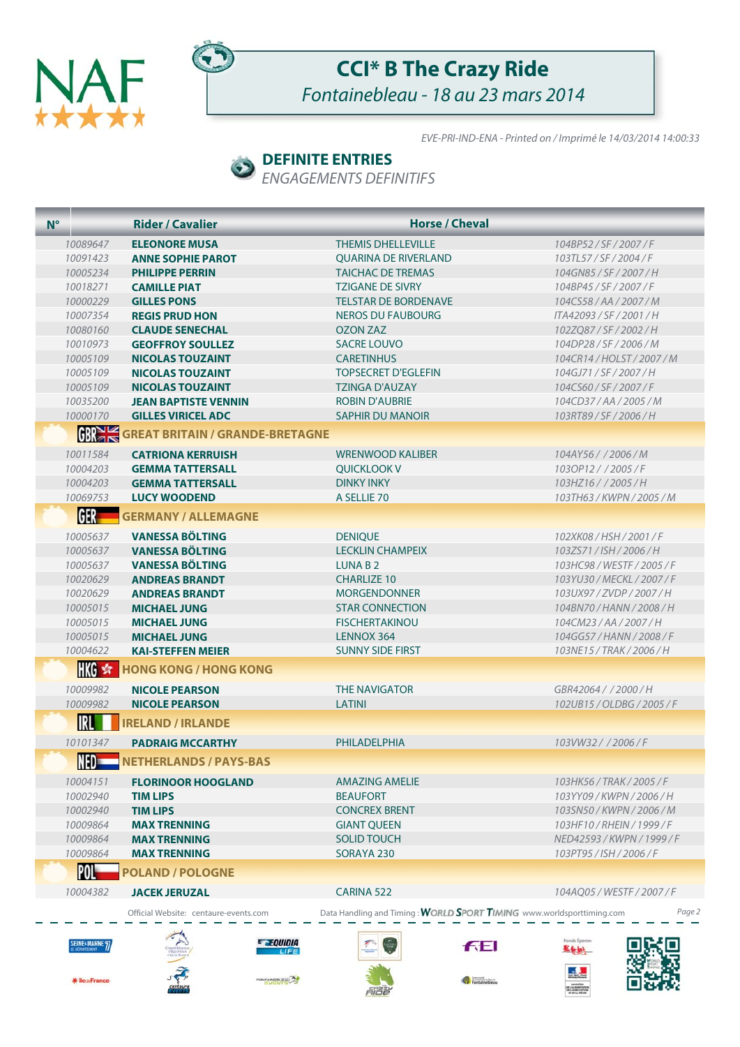# CCI* B The Crazy Ride

*Fontainebleau - 18 au 23 mars 2014*

*EVE-PRI-IND-ENA - Printed on / Imprimé le 14/03/2014 14:00:33*

## DEFINITE ENTRIES

*ENGAGEMENTS DEFINITIFS*

| N° | Rider / Cavalier | Horse / Cheval | |
|---|---|---|---|
| 10089647 | **ELEONORE MUSA** | THEMIS DHELLEVILLE | 104BP52 / SF / 2007 / F |
| 10091423 | **ANNE SOPHIE PAROT** | QUARINA DE RIVERLAND | 103TL57 / SF / 2004 / F |
| 10005234 | **PHILIPPE PERRIN** | TAICHAC DE TREMAS | 104GN85 / SF / 2007 / H |
| 10018271 | **CAMILLE PIAT** | TZIGANE DE SIVRY | 104BP45 / SF / 2007 / F |
| 10000229 | **GILLES PONS** | TELSTAR DE BORDENAVE | 104CS58 / AA / 2007 / M |
| 10007354 | **REGIS PRUD HON** | NEROS DU FAUBOURG | ITA42093 / SF / 2001 / H |
| 10080160 | **CLAUDE SENECHAL** | OZON ZAZ | 102ZQ87 / SF / 2002 / H |
| 10010973 | **GEOFFROY SOULLEZ** | SACRE LOUVO | 104DP28 / SF / 2006 / M |
| 10005109 | **NICOLAS TOUZAINT** | CARETINHUS | 104CR14 / HOLST / 2007 / M |
| 10005109 | **NICOLAS TOUZAINT** | TOPSECRET D'EGLEFIN | 104GJ71 / SF / 2007 / H |
| 10005109 | **NICOLAS TOUZAINT** | TZINGA D'AUZAY | 104CS60 / SF / 2007 / F |
| 10035200 | **JEAN BAPTISTE VENNIN** | ROBIN D'AUBRIE | 104CD37 / AA / 2005 / M |
| 10000170 | **GILLES VIRICEL ADC** | SAPHIR DU MANOIR | 103RT89 / SF / 2006 / H |
| | **GBR GREAT BRITAIN / GRANDE-BRETAGNE** | | |
| 10011584 | **CATRIONA KERRUISH** | WRENWOOD KALIBER | 104AY56 / / 2006 / M |
| 10004203 | **GEMMA TATTERSALL** | QUICKLOOK V | 103OP12 / / 2005 / F |
| 10004203 | **GEMMA TATTERSALL** | DINKY INKY | 103HZ16 / / 2005 / H |
| 10069753 | **LUCY WOODEND** | A SELLIE 70 | 103TH63 / KWPN / 2005 / M |
| | **GER GERMANY / ALLEMAGNE** | | |
| 10005637 | **VANESSA BÖLTING** | DENIQUE | 102XK08 / HSH / 2001 / F |
| 10005637 | **VANESSA BÖLTING** | LECKLIN CHAMPEIX | 103ZS71 / ISH / 2006 / H |
| 10005637 | **VANESSA BÖLTING** | LUNA B 2 | 103HC98 / WESTF / 2005 / F |
| 10020629 | **ANDREAS BRANDT** | CHARLIZE 10 | 103YU30 / MECKL / 2007 / F |
| 10020629 | **ANDREAS BRANDT** | MORGENDONNER | 103UX97 / ZVDP / 2007 / H |
| 10005015 | **MICHAEL JUNG** | STAR CONNECTION | 104BN70 / HANN / 2008 / H |
| 10005015 | **MICHAEL JUNG** | FISCHERTAKINOU | 104CM23 / AA / 2007 / H |
| 10005015 | **MICHAEL JUNG** | LENNOX 364 | 104GG57 / HANN / 2008 / F |
| 10004622 | **KAI-STEFFEN MEIER** | SUNNY SIDE FIRST | 103NE15 / TRAK / 2006 / H |
| | **HKG HONG KONG / HONG KONG** | | |
| 10009982 | **NICOLE PEARSON** | THE NAVIGATOR | GBR42064 / / 2000 / H |
| 10009982 | **NICOLE PEARSON** | LATINI | 102UB15 / OLDBG / 2005 / F |
| | **IRL IRELAND / IRLANDE** | | |
| 10101347 | **PADRAIG MCCARTHY** | PHILADELPHIA | 103VW32 / / 2006 / F |
| | **NED NETHERLANDS / PAYS-BAS** | | |
| 10004151 | **FLORINOOR HOOGLAND** | AMAZING AMELIE | 103HK56 / TRAK / 2005 / F |
| 10002940 | **TIM LIPS** | BEAUFORT | 103YY09 / KWPN / 2006 / H |
| 10002940 | **TIM LIPS** | CONCREX BRENT | 103SN50 / KWPN / 2006 / M |
| 10009864 | **MAX TRENNING** | GIANT QUEEN | 103HF10 / RHEIN / 1999 / F |
| 10009864 | **MAX TRENNING** | SOLID TOUCH | NED42593 / KWPN / 1999 / F |
| 10009864 | **MAX TRENNING** | SORAYA 230 | 103PT95 / ISH / 2006 / F |
| | **POL POLAND / POLOGNE** | | |
| 10004382 | **JACEK JERUZAL** | CARINA 522 | 104AQ05 / WESTF / 2007 / F |

Official Website: centaure-events.com — Data Handling and Timing : WORLD SPORT TIMING www.worldsporttiming.com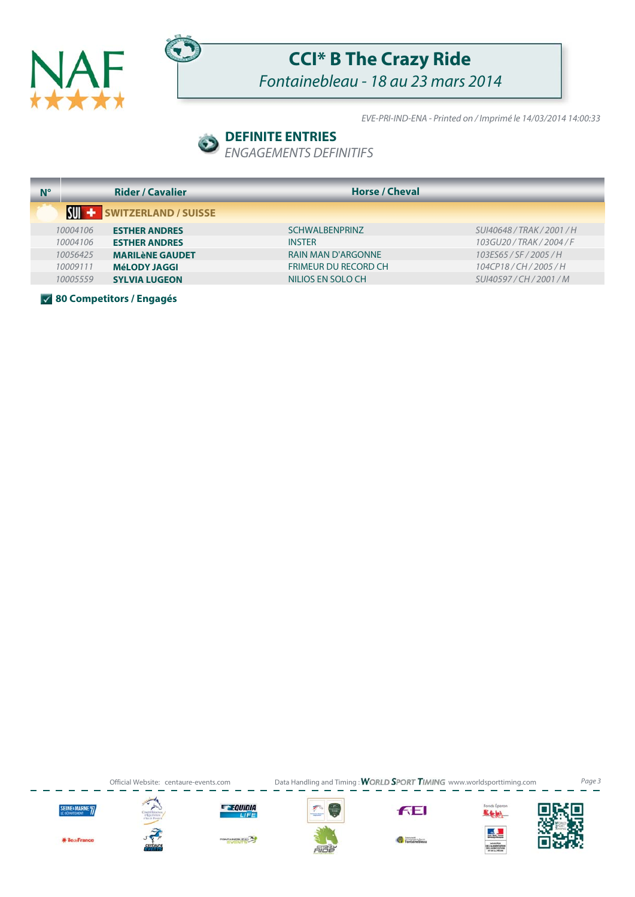# CCI* B The Crazy Ride

*Fontainebleau - 18 au 23 mars 2014*

*EVE-PRI-IND-ENA - Printed on / Imprimé le 14/03/2014 14:00:33*

## DEFINITE ENTRIES

*ENGAGEMENTS DEFINITIFS*

| N° | Rider / Cavalier | Horse / Cheval | |
|---|---|---|---|
| | **SUI SWITZERLAND / SUISSE** | | |
| *10004106* | **ESTHER ANDRES** | SCHWALBENPRINZ | *SUI40648 / TRAK / 2001 / H* |
| *10004106* | **ESTHER ANDRES** | INSTER | *103GU20 / TRAK / 2004 / F* |
| *10056425* | **MARILèNE GAUDET** | RAIN MAN D'ARGONNE | *103ES65 / SF / 2005 / H* |
| *10009111* | **MéLODY JAGGI** | FRIMEUR DU RECORD CH | *104CP18 / CH / 2005 / H* |
| *10005559* | **SYLVIA LUGEON** | NILIOS EN SOLO CH | *SUI40597 / CH / 2001 / M* |

**80 Competitors / Engagés**

Official Website: centaure-events.com

Data Handling and Timing : WORLD SPORT TIMING www.worldsporttiming.com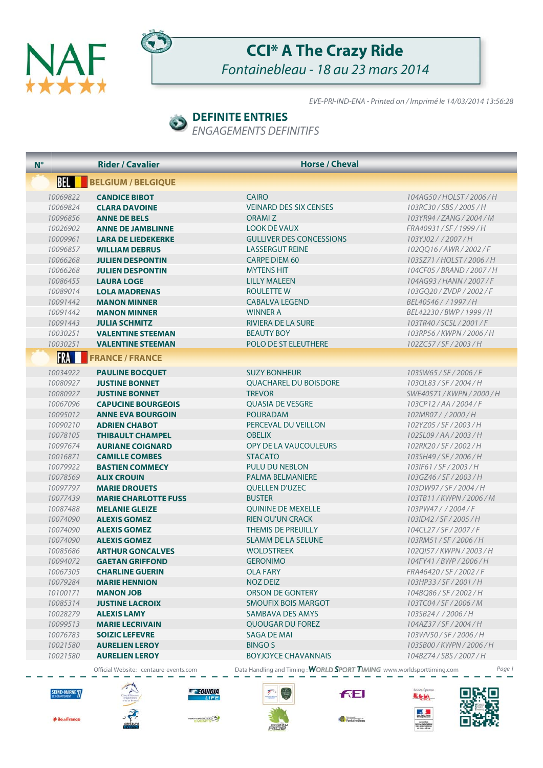# CCI* A The Crazy Ride

*Fontainebleau - 18 au 23 mars 2014*

*EVE-PRI-IND-ENA - Printed on / Imprimé le 14/03/2014 13:56:28*

## DEFINITE ENTRIES

*ENGAGEMENTS DEFINITIFS*

| N° | Rider / Cavalier | Horse / Cheval | |
|---|---|---|---|
| | **BEL BELGIUM / BELGIQUE** | | |
| 10069822 | **CANDICE BIBOT** | CAIRO | 104AG50 / HOLST / 2006 / H |
| 10069824 | **CLARA DAVOINE** | VEINARD DES SIX CENSES | 103RC30 / SBS / 2005 / H |
| 10096856 | **ANNE DE BELS** | ORAMI Z | 103YR94 / ZANG / 2004 / M |
| 10026902 | **ANNE DE JAMBLINNE** | LOOK DE VAUX | FRA40931 / SF / 1999 / H |
| 10009961 | **LARA DE LIEDEKERKE** | GULLIVER DES CONCESSIONS | 103YJ02 / / 2007 / H |
| 10096857 | **WILLIAM DEBRUS** | LASSERGUT REINE | 102QQ16 / AWR / 2002 / F |
| 10066268 | **JULIEN DESPONTIN** | CARPE DIEM 60 | 103SZ71 / HOLST / 2006 / H |
| 10066268 | **JULIEN DESPONTIN** | MYTENS HIT | 104CF05 / BRAND / 2007 / H |
| 10086455 | **LAURA LOGE** | LILLY MALEEN | 104AG93 / HANN / 2007 / F |
| 10089014 | **LOLA MADRENAS** | ROULETTE W | 103GQ20 / ZVDP / 2002 / F |
| 10091442 | **MANON MINNER** | CABALVA LEGEND | BEL40546 / / 1997 / H |
| 10091442 | **MANON MINNER** | WINNER A | BEL42230 / BWP / 1999 / H |
| 10091443 | **JULIA SCHMITZ** | RIVIERA DE LA SURE | 103TR40 / SCSL / 2001 / F |
| 10030251 | **VALENTINE STEEMAN** | BEAUTY BOY | 103RP56 / KWPN / 2006 / H |
| 10030251 | **VALENTINE STEEMAN** | POLO DE ST ELEUTHERE | 102ZC57 / SF / 2003 / H |
| | **FRA FRANCE / FRANCE** | | |
| 10034922 | **PAULINE BOCQUET** | SUZY BONHEUR | 103SW65 / SF / 2006 / F |
| 10080927 | **JUSTINE BONNET** | QUACHAREL DU BOISDORE | 103QL83 / SF / 2004 / H |
| 10080927 | **JUSTINE BONNET** | TREVOR | SWE40571 / KWPN / 2000 / H |
| 10067096 | **CAPUCINE BOURGEOIS** | QUASIA DE VESGRE | 103CP12 / AA / 2004 / F |
| 10095012 | **ANNE EVA BOURGOIN** | POURADAM | 102MR07 / / 2000 / H |
| 10090210 | **ADRIEN CHABOT** | PERCEVAL DU VEILLON | 102YZ05 / SF / 2003 / H |
| 10078105 | **THIBAULT CHAMPEL** | OBELIX | 102SL09 / AA / 2003 / H |
| 10097674 | **AURIANE COIGNARD** | OPY DE LA VAUCOULEURS | 102RK20 / SF / 2002 / H |
| 10016871 | **CAMILLE COMBES** | STACATO | 103SH49 / SF / 2006 / H |
| 10079922 | **BASTIEN COMMECY** | PULU DU NEBLON | 103IF61 / SF / 2003 / H |
| 10078569 | **ALIX CROUIN** | PALMA BELMANIERE | 103GZ46 / SF / 2003 / H |
| 10097797 | **MARIE DROUETS** | QUELLEN D'UZEC | 103DW97 / SF / 2004 / H |
| 10077439 | **MARIE CHARLOTTE FUSS** | BUSTER | 103TB11 / KWPN / 2006 / M |
| 10087488 | **MELANIE GLEIZE** | QUININE DE MEXELLE | 103PW47 / / 2004 / F |
| 10074090 | **ALEXIS GOMEZ** | RIEN QU'UN CRACK | 103ID42 / SF / 2005 / H |
| 10074090 | **ALEXIS GOMEZ** | THEMIS DE PREUILLY | 104CL27 / SF / 2007 / F |
| 10074090 | **ALEXIS GOMEZ** | SLAMM DE LA SELUNE | 103RM51 / SF / 2006 / H |
| 10085686 | **ARTHUR GONCALVES** | WOLDSTREEK | 102QI57 / KWPN / 2003 / H |
| 10094072 | **GAETAN GRIFFOND** | GERONIMO | 104FY41 / BWP / 2006 / H |
| 10067305 | **CHARLINE GUERIN** | OLA FARY | FRA46420 / SF / 2002 / F |
| 10079284 | **MARIE HENNION** | NOZ DEIZ | 103HP33 / SF / 2001 / H |
| 10100171 | **MANON JOB** | ORSON DE GONTERY | 104BQ86 / SF / 2002 / H |
| 10085314 | **JUSTINE LACROIX** | SMOUFIX BOIS MARGOT | 103TC04 / SF / 2006 / M |
| 10028279 | **ALEXIS LAMY** | SAMBAVA DES AMYS | 103SB24 / / 2006 / H |
| 10099513 | **MARIE LECRIVAIN** | QUOUGAR DU FOREZ | 104AZ37 / SF / 2004 / H |
| 10076783 | **SOIZIC LEFEVRE** | SAGA DE MAI | 103WV50 / SF / 2006 / H |
| 10021580 | **AURELIEN LEROY** | BINGO S | 103SB00 / KWPN / 2006 / H |
| 10021580 | **AURELIEN LEROY** | BOYJOYCE CHAVANNAIS | 104BZ74 / SBS / 2007 / H |

Official Website: centaure-events.com — Data Handling and Timing : WORLD SPORT TIMING www.worldsporttiming.com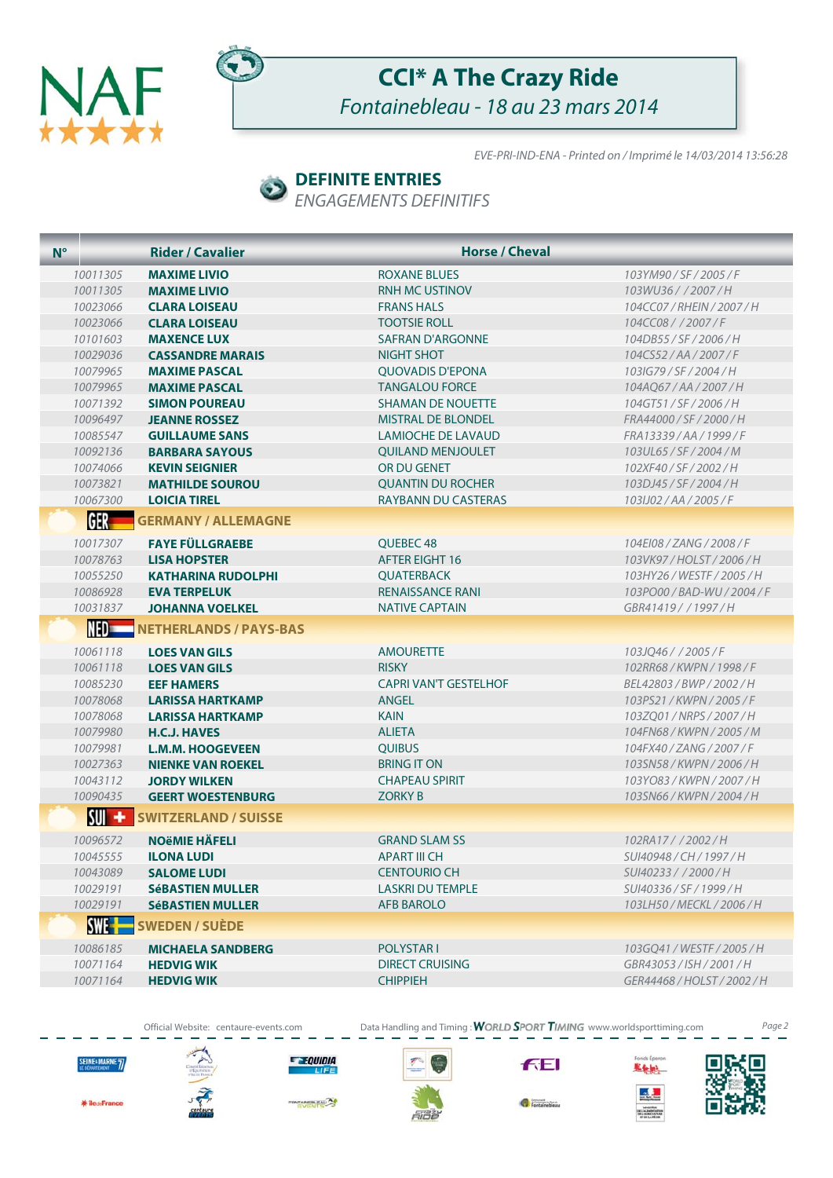# CCI* A The Crazy Ride

*Fontainebleau - 18 au 23 mars 2014*

*EVE-PRI-IND-ENA - Printed on / Imprimé le 14/03/2014 13:56:28*

## DEFINITE ENTRIES

*ENGAGEMENTS DEFINITIFS*

| N° | Rider / Cavalier | Horse / Cheval | |
|---|---|---|---|
| 10011305 | **MAXIME LIVIO** | ROXANE BLUES | 103YM90 / SF / 2005 / F |
| 10011305 | **MAXIME LIVIO** | RNH MC USTINOV | 103WU36 / / 2007 / H |
| 10023066 | **CLARA LOISEAU** | FRANS HALS | 104CC07 / RHEIN / 2007 / H |
| 10023066 | **CLARA LOISEAU** | TOOTSIE ROLL | 104CC08 / / 2007 / F |
| 10101603 | **MAXENCE LUX** | SAFRAN D'ARGONNE | 104DB55 / SF / 2006 / H |
| 10029036 | **CASSANDRE MARAIS** | NIGHT SHOT | 104CS52 / AA / 2007 / F |
| 10079965 | **MAXIME PASCAL** | QUOVADIS D'EPONA | 103IG79 / SF / 2004 / H |
| 10079965 | **MAXIME PASCAL** | TANGALOU FORCE | 104AQ67 / AA / 2007 / H |
| 10071392 | **SIMON POUREAU** | SHAMAN DE NOUETTE | 104GT51 / SF / 2006 / H |
| 10096497 | **JEANNE ROSSEZ** | MISTRAL DE BLONDEL | FRA44000 / SF / 2000 / H |
| 10085547 | **GUILLAUME SANS** | LAMIOCHE DE LAVAUD | FRA13339 / AA / 1999 / F |
| 10092136 | **BARBARA SAYOUS** | QUILAND MENJOULET | 103UL65 / SF / 2004 / M |
| 10074066 | **KEVIN SEIGNIER** | OR DU GENET | 102XF40 / SF / 2002 / H |
| 10073821 | **MATHILDE SOUROU** | QUANTIN DU ROCHER | 103DJ45 / SF / 2004 / H |
| 10067300 | **LOICIA TIREL** | RAYBANN DU CASTERAS | 103IJ02 / AA / 2005 / F |
| **GER** | **GERMANY / ALLEMAGNE** | | |
| 10017307 | **FAYE FÜLLGRAEBE** | QUEBEC 48 | 104EI08 / ZANG / 2008 / F |
| 10078763 | **LISA HOPSTER** | AFTER EIGHT 16 | 103VK97 / HOLST / 2006 / H |
| 10055250 | **KATHARINA RUDOLPHI** | QUATERBACK | 103HY26 / WESTF / 2005 / H |
| 10086928 | **EVA TERPELUK** | RENAISSANCE RANI | 103PO00 / BAD-WU / 2004 / F |
| 10031837 | **JOHANNA VOELKEL** | NATIVE CAPTAIN | GBR41419 / / 1997 / H |
| **NED** | **NETHERLANDS / PAYS-BAS** | | |
| 10061118 | **LOES VAN GILS** | AMOURETTE | 103JQ46 / / 2005 / F |
| 10061118 | **LOES VAN GILS** | RISKY | 102RR68 / KWPN / 1998 / F |
| 10085230 | **EEF HAMERS** | CAPRI VAN'T GESTELHOF | BEL42803 / BWP / 2002 / H |
| 10078068 | **LARISSA HARTKAMP** | ANGEL | 103PS21 / KWPN / 2005 / F |
| 10078068 | **LARISSA HARTKAMP** | KAIN | 103ZQ01 / NRPS / 2007 / H |
| 10079980 | **H.C.J. HAVES** | ALIETA | 104FN68 / KWPN / 2005 / M |
| 10079981 | **L.M.M. HOOGEVEEN** | QUIBUS | 104FX40 / ZANG / 2007 / F |
| 10027363 | **NIENKE VAN ROEKEL** | BRING IT ON | 103SN58 / KWPN / 2006 / H |
| 10043112 | **JORDY WILKEN** | CHAPEAU SPIRIT | 103YO83 / KWPN / 2007 / H |
| 10090435 | **GEERT WOESTENBURG** | ZORKY B | 103SN66 / KWPN / 2004 / H |
| **SUI** | **SWITZERLAND / SUISSE** | | |
| 10096572 | **NOëMIE HÄFELI** | GRAND SLAM SS | 102RA17 / / 2002 / H |
| 10045555 | **ILONA LUDI** | APART III CH | SUI40948 / CH / 1997 / H |
| 10043089 | **SALOME LUDI** | CENTOURIO CH | SUI40233 / / 2000 / H |
| 10029191 | **SéBASTIEN MULLER** | LASKRI DU TEMPLE | SUI40336 / SF / 1999 / H |
| 10029191 | **SéBASTIEN MULLER** | AFB BAROLO | 103LH50 / MECKL / 2006 / H |
| **SWE** | **SWEDEN / SUÈDE** | | |
| 10086185 | **MICHAELA SANDBERG** | POLYSTAR I | 103GQ41 / WESTF / 2005 / H |
| 10071164 | **HEDVIG WIK** | DIRECT CRUISING | GBR43053 / ISH / 2001 / H |
| 10071164 | **HEDVIG WIK** | CHIPPIEH | GER44468 / HOLST / 2002 / H |

Official Website: centaure-events.com

Data Handling and Timing : WORLD SPORT TIMING www.worldsporttiming.com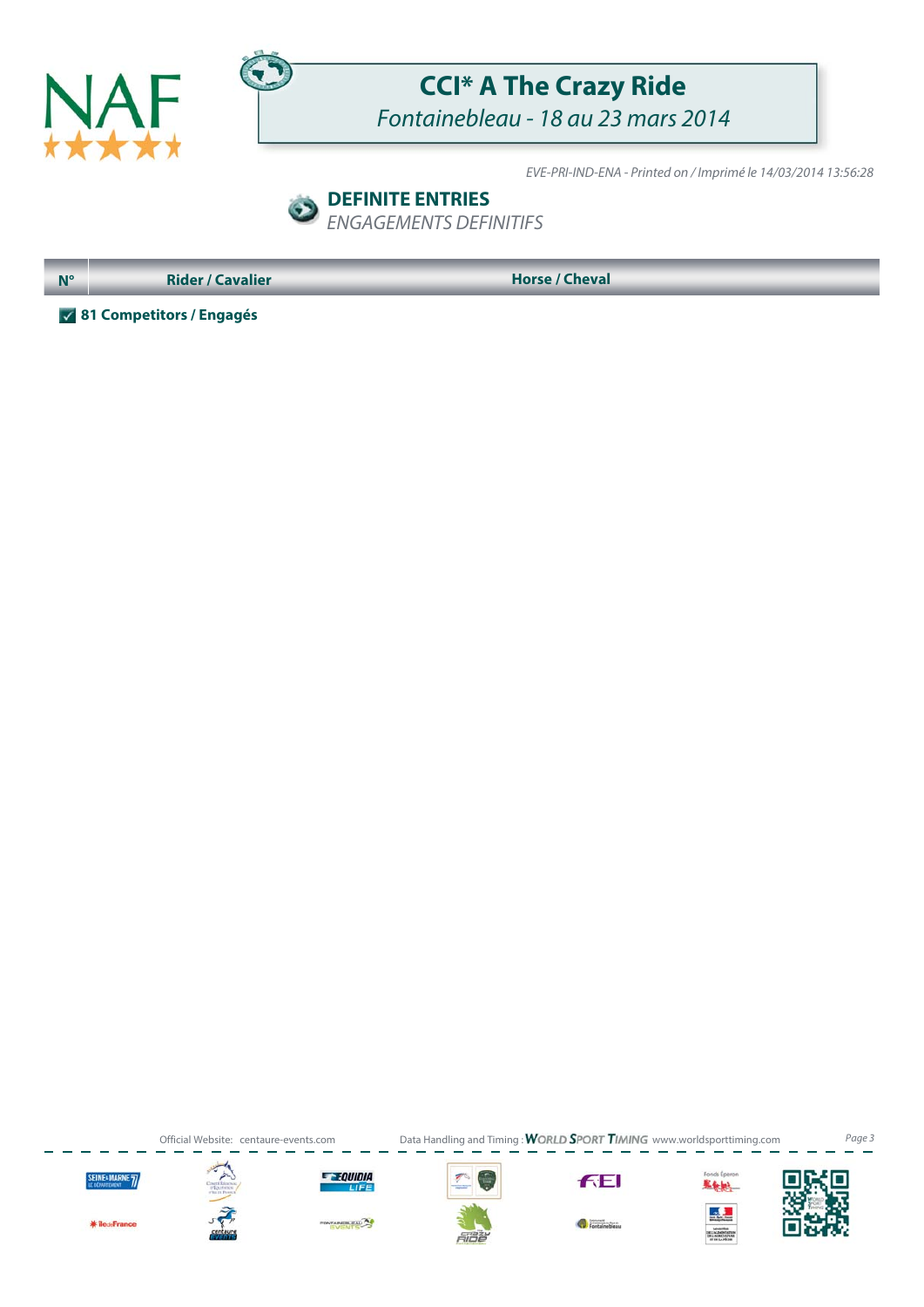# CCI* A The Crazy Ride

*Fontainebleau - 18 au 23 mars 2014*

*EVE-PRI-IND-ENA - Printed on / Imprimé le 14/03/2014 13:56:28*

## DEFINITE ENTRIES
*ENGAGEMENTS DEFINITIFS*

| N° | Rider / Cavalier | Horse / Cheval |
|---|---|---|

**81 Competitors / Engagés**

Official Website: centaure-events.com    Data Handling and Timing : WORLD SPORT TIMING www.worldsporttiming.com